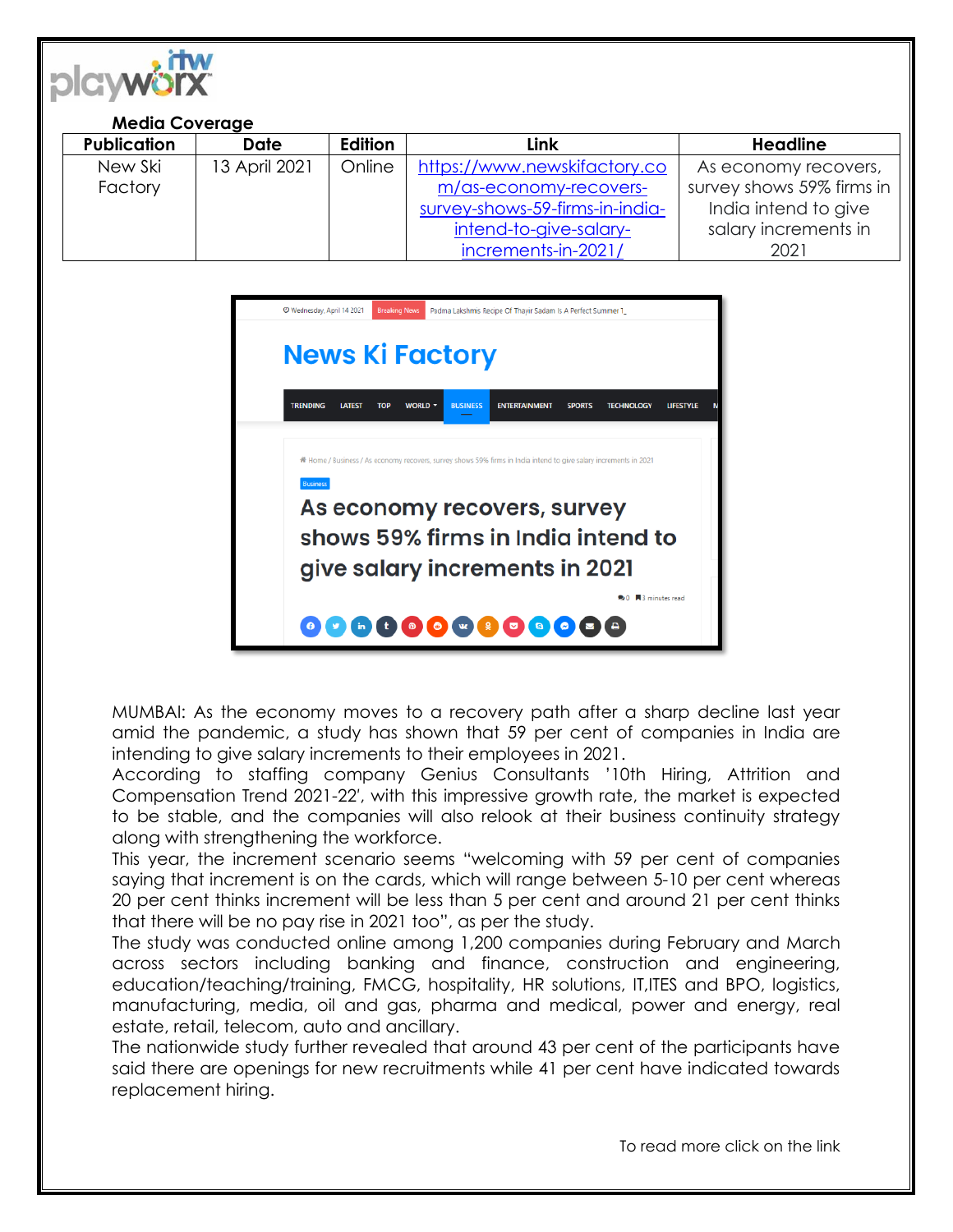**Media Coverage**

| Publication | Date | Edition | Link | Headline |
|---|---|---|---|---|
| New Ski Factory | 13 April 2021 | Online | https://www.newskifactory.com/as-economy-recovers-survey-shows-59-firms-in-india-intend-to-give-salary-increments-in-2021/ | As economy recovers, survey shows 59% firms in India intend to give salary increments in 2021 |

MUMBAI: As the economy moves to a recovery path after a sharp decline last year amid the pandemic, a study has shown that 59 per cent of companies in India are intending to give salary increments to their employees in 2021.

According to staffing company Genius Consultants '10th Hiring, Attrition and Compensation Trend 2021-22', with this impressive growth rate, the market is expected to be stable, and the companies will also relook at their business continuity strategy along with strengthening the workforce.

This year, the increment scenario seems "welcoming with 59 per cent of companies saying that increment is on the cards, which will range between 5-10 per cent whereas 20 per cent thinks increment will be less than 5 per cent and around 21 per cent thinks that there will be no pay rise in 2021 too", as per the study.

The study was conducted online among 1,200 companies during February and March across sectors including banking and finance, construction and engineering, education/teaching/training, FMCG, hospitality, HR solutions, IT,ITES and BPO, logistics, manufacturing, media, oil and gas, pharma and medical, power and energy, real estate, retail, telecom, auto and ancillary.

The nationwide study further revealed that around 43 per cent of the participants have said there are openings for new recruitments while 41 per cent have indicated towards replacement hiring.

To read more click on the link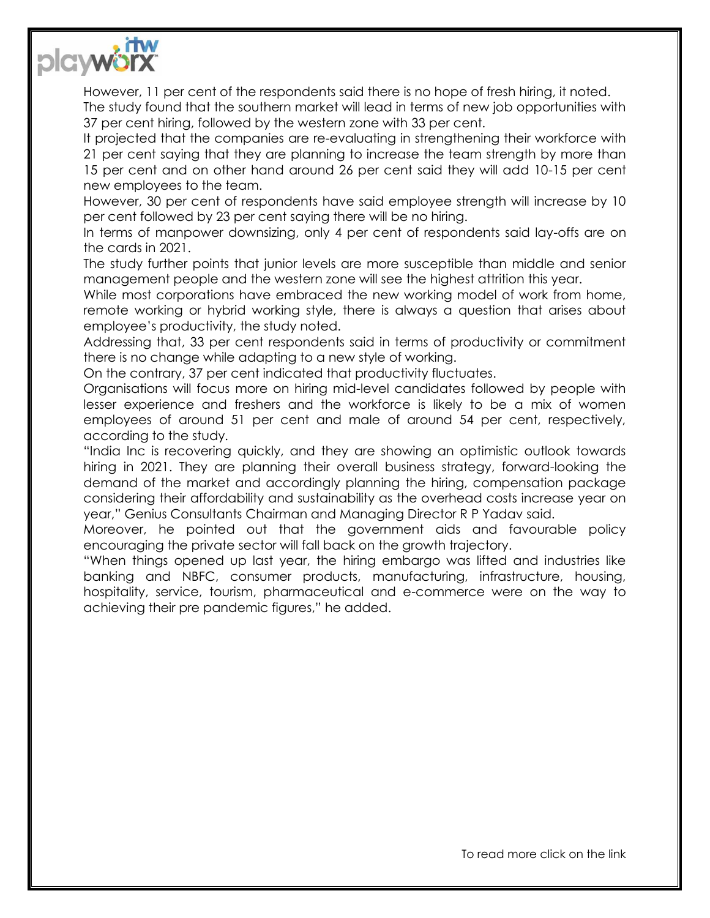However, 11 per cent of the respondents said there is no hope of fresh hiring, it noted.

The study found that the southern market will lead in terms of new job opportunities with 37 per cent hiring, followed by the western zone with 33 per cent.

It projected that the companies are re-evaluating in strengthening their workforce with 21 per cent saying that they are planning to increase the team strength by more than 15 per cent and on other hand around 26 per cent said they will add 10-15 per cent new employees to the team.

However, 30 per cent of respondents have said employee strength will increase by 10 per cent followed by 23 per cent saying there will be no hiring.

In terms of manpower downsizing, only 4 per cent of respondents said lay-offs are on the cards in 2021.

The study further points that junior levels are more susceptible than middle and senior management people and the western zone will see the highest attrition this year.

While most corporations have embraced the new working model of work from home, remote working or hybrid working style, there is always a question that arises about employee's productivity, the study noted.

Addressing that, 33 per cent respondents said in terms of productivity or commitment there is no change while adapting to a new style of working.

On the contrary, 37 per cent indicated that productivity fluctuates.

Organisations will focus more on hiring mid-level candidates followed by people with lesser experience and freshers and the workforce is likely to be a mix of women employees of around 51 per cent and male of around 54 per cent, respectively, according to the study.

"India Inc is recovering quickly, and they are showing an optimistic outlook towards hiring in 2021. They are planning their overall business strategy, forward-looking the demand of the market and accordingly planning the hiring, compensation package considering their affordability and sustainability as the overhead costs increase year on year," Genius Consultants Chairman and Managing Director R P Yadav said.

Moreover, he pointed out that the government aids and favourable policy encouraging the private sector will fall back on the growth trajectory.

"When things opened up last year, the hiring embargo was lifted and industries like banking and NBFC, consumer products, manufacturing, infrastructure, housing, hospitality, service, tourism, pharmaceutical and e-commerce were on the way to achieving their pre pandemic figures," he added.

To read more click on the link